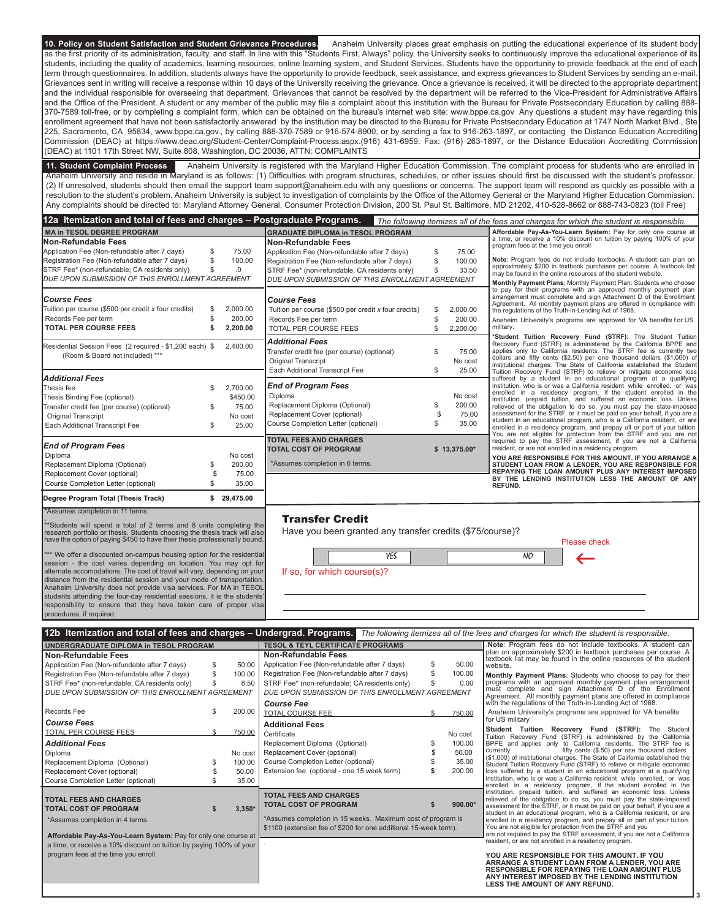**10. Policy on Student Satisfaction and Student Grievance Procedures.** Anaheim University places great emphasis on putting the educational experience of its student body as the first priority of its administration, faculty, and staff. In line with this "Students First, Always" policy, the University seeks to continuously improve the educational experience of its students, including the quality of academics, learning resources, online learning system, and Student Services. Students have the opportunity to provide feedback at the end of each term through questionnaires. In addition, students always have the opportunity to provide feedback, seek assistance, and express grievances to Student Services by sending an e-mail. Grievances sent in writing will receive a response within 10 days of the University receiving the grievance. Once a grievance is received, it will be directed to the appropriate department and the individual responsible for overseeing that department. Grievances that cannot be resolved by the department will be referred to the Vice-President for Administrative Affairs and the Office of the President. A student or any member of the public may file a complaint about this institution with the Bureau for Private Postsecondary Education by calling 888-370-7589 toll-free, or by completing a complaint form, which can be obtained on the bureau's internet web site: www.bppe.ca.gov Any questions a student may have regarding this enrollment agreement that have not been satisfactorily answered by the institution may be directed to the Bureau for Private Postsecondary Education at 1747 North Market Blvd., Ste 225, Sacramento, CA 95834, www.bppe.ca.gov., by calling 888-370-7589 or 916-574-8900, or by sending a fax to 916-263-1897, or contacting the Distance Education Accrediting Commission (DEAC) at https://www.deac.org/Student-Center/Complaint-Process.aspx.(916) 431-6959. Fax: (916) 263-1897, or the Distance Education Accrediting Commission (DEAC) at 1101 17th Street NW, Suite 808, Washington, DC 20036, ATTN: COMPLAINTS

**11. Student Complaint Process** Anaheim University is registered with the Maryland Higher Education Commission. The complaint process for students who are enrolled in Anaheim University and reside in Maryland is as follows: (1) Difficulties with program structures, schedules, or other issues should first be discussed with the student's professor. (2) If unresolved, students should then email the support team support@anaheim.edu with any questions or concerns. The support team will respond as quickly as possible with a resolution to the student's problem. Anaheim University is subject to investigation of complaints by the Office of the Attorney General or the Maryland Higher Education Commission. Any complaints should be directed to: Maryland Attorney General, Consumer Protection Division, 200 St. Paul St. Baltimore, MD 21202, 410-528-8662 or 888-743-0823 (toll Free)

## 12a Itemization and total of fees and charges – Postgraduate Programs.

*The following itemizes all of the fees and charges for which the student is responsible.*

### MA in TESOL DEGREE PROGRAM

| | |
|---|---|
| **Non-Refundable Fees** | |
| Application Fee (Non-refundable after 7 days) | $ 75.00 |
| Registration Fee (Non-refundable after 7 days) | $ 100.00 |
| STRF Fee* (non-refundable; CA residents only) | $ .0 |
| *DUE UPON SUBMISSION OF THIS ENROLLMENT AGREEMENT* | |
| ***Course Fees*** | |
| Tuition per course ($500 per credit x four credits) | $ 2,000.00 |
| Records Fee per term | $ 200.00 |
| **TOTAL PER COURSE FEES** | **$ 2,200.00** |
| Residential Session Fees (2 required - $1,200 each) (Room & Board not included) *** | $ 2,400.00 |
| ***Additional Fees*** | |
| Thesis fee | $ 2,700.00 |
| Thesis Binding Fee (optional) | $450.00 |
| Transfer credit fee (per course) (optional) | $ 75.00 |
| Original Transcript | No cost |
| Each Additional Transcript Fee | $ 25.00 |
| ***End of Program Fees*** | |
| Diploma | No cost |
| Replacement Diploma (Optional) | $ 200.00 |
| Replacement Cover (optional) | $ 75.00 |
| Course Completion Letter (optional) | $ 35.00 |
| **Degree Program Total (Thesis Track)** | **$ 29,475.00** |

*Assumes completion in 11 terms.

**Students will spend a total of 2 terms and 8 units completing the research portfolio or thesis. Students choosing the thesis track will also have the option of paying $450 to have their thesis professionally bound.

*** We offer a discounted on-campus housing option for the residential session - the cost varies depending on location. You may opt for alternate accomodations. The cost of travel will vary, depending on your distance from the residential session and your mode of transportation. Anaheim University does not provide visa services. For MA in TESOL students attending the four-day residential sessions, it is the students' responsibility to ensure that they have taken care of proper visa procedures, if required.

### GRADUATE DIPLOMA in TESOL PROGRAM

| | |
|---|---|
| **Non-Refundable Fees** | |
| Application Fee (Non-refundable after 7 days) | $ 75.00 |
| Registration Fee (Non-refundable after 7 days) | $ 100.00 |
| STRF Fee* (non-refundable; CA residents only) | $ 33.50 |
| *DUE UPON SUBMISSION OF THIS ENROLLMENT AGREEMENT* | |
| ***Course Fees*** | |
| Tuition per course ($500 per credit x four credits) | $ 2,000.00 |
| Records Fee per term | $ 200.00 |
| TOTAL PER COURSE FEES | $ 2,200.00 |
| ***Additional Fees*** | |
| Transfer credit fee (per course) (optional) | $ 75.00 |
| Original Transcript | No cost |
| Each Additional Transcript Fee | $ 25.00 |
| ***End of Program Fees*** | |
| Diploma | No cost |
| Replacement Diploma (Optional) | $ 200.00 |
| Replacement Cover (optional) | $ 75.00 |
| Course Completion Letter (optional) | $ 35.00 |
| **TOTAL FEES AND CHARGES TOTAL COST OF PROGRAM** | **$ 13,375.00*** |

*Assumes completion in 6 terms.

**Affordable Pay-As-You-Learn System:** Pay for only one course at a time, or receive a 10% discount on tuition by paying 100% of your program fees at the time you enroll

**Note**: Program fees do not include textbooks. A student can plan on approximately $200 in textbook purchases per course. A textbook list may be found in the online resources of the student website.

**Monthly Payment Plans**: Monthly Payment Plan: Students who choose to pay for their programs with an approved monthly payment plan arrangement must complete and sign Attachment D of the Enrollment Agreement. All monthly payment plans are offered in compliance with the regulations of the Truth-in-Lending Act of 1968.

Anaheim University's programs are approved for VA benefits for US military.

***Student Tuition Recovery Fund (STRF):** The Student Tuition Recovery Fund (STRF) is administered by the California BPPE and applies only to California residents. The STRF fee is currently two dollars and fifty cents ($2.50) per one thousand dollars ($1,000) of institutional charges. The State of California established the Student Tuition Recovery Fund (STRF) to relieve or mitigate economic loss suffered by a student in an educational program at a qualifying institution, who is or was a California resident while enrolled, or was enrolled in a residency program, if the student enrolled in the institution, prepaid tuition, and suffered an economic loss. Unless relieved of the obligation to do so, you must pay the state-imposed assessment for the STRF, or it must be paid on your behalf, if you are a student in an educational program, who is a California resident, or are enrolled in a residency program, and prepay all or part of your tuition. You are not eligible for protection from the STRF and you are not required to pay the STRF assessment, if you are not a California resident, or are not enrolled in a residency program.

**YOU ARE RESPONSIBLE FOR THIS AMOUNT. IF YOU ARRANGE A STUDENT LOAN FROM A LENDER, YOU ARE RESPONSIBLE FOR REPAYING THE LOAN AMOUNT PLUS ANY INTEREST IMPOSED BY THE LENDING INSTITUTION LESS THE AMOUNT OF ANY REFUND.**

### Transfer Credit

Have you been granted any transfer credits ($75/course)?

YES ☐ NO ☐ ← Please check

If so, for which course(s)?

______________________________

______________________________

## 12b Itemization and total of fees and charges – Undergrad. Programs.

*The following itemizes all of the fees and charges for which the student is responsible.*

### UNDERGRADUATE DIPLOMA in TESOL PROGRAM

| | |
|---|---|
| **Non-Refundable Fees** | |
| Application Fee (Non-refundable after 7 days) | $ 50.00 |
| Registration Fee (Non-refundable after 7 days) | $ 100.00 |
| STRF Fee* (non-refundable; CA residents only) | $ 8.50 |
| *DUE UPON SUBMISSION OF THIS ENROLLMENT AGREEMENT* | |
| Records Fee | $ 200.00 |
| ***Course Fees*** | |
| TOTAL PER COURSE FEES | $ 750.00 |
| ***Additional Fees*** | |
| Diploma | No cost |
| Replacement Diploma (Optional) | $ 100.00 |
| Replacement Cover (optional) | $ 50.00 |
| Course Completion Letter (optional) | $ 35.00 |
| **TOTAL FEES AND CHARGES TOTAL COST OF PROGRAM** | **$ 3,350*** |

*Assumes completion in 4 terms.

**Affordable Pay-As-You-Learn System:** Pay for only one course at a time, or receive a 10% discount on tuition by paying 100% of your program fees at the time you enroll.

### TESOL & TEYL CERTIFICATE PROGRAMS

| | |
|---|---|
| **Non-Refundable Fees** | |
| Application Fee (Non-refundable after 7 days) | $ 50.00 |
| Registration Fee (Non-refundable after 7 days) | $ 100.00 |
| STRF Fee* (non-refundable; CA residents only) | $ 0.00 |
| *DUE UPON SUBMISSION OF THIS ENROLLMENT AGREEMENT* | |
| ***Course Fee*** | |
| TOTAL COURSE FEE | $ 750.00 |
| **Additional Fees** | |
| Certificate | No cost |
| Replacement Diploma (Optional) | $ 100.00 |
| Replacement Cover (optional) | $ 50.00 |
| Course Completion Letter (optional) | $ 35.00 |
| Extension fee (optional - one 15 week term) | **$ 200.00** |
| **TOTAL FEES AND CHARGES TOTAL COST OF PROGRAM** | **$ 900.00*** |

*Assumes completion in 15 weeks. Maximum cost of program is $1100 (extension fee of $200 for one additional 15-week term).

**Note**: Program fees do not include textbooks. A student can plan on approximately $200 in textbook purchases per course. A textbook list may be found in the online resources of the student website.

**Monthly Payment Plans**: Students who choose to pay for their programs with an approved monthly payment plan arrangement must complete and sign Attachment D of the Enrollment Agreement. All monthly payment plans are offered in compliance with the regulations of the Truth-in-Lending Act of 1968.

Anaheim University's programs are approved for VA benefits for US military

**Student Tuition Recovery Fund (STRF):** The Student Tuition Recovery Fund (STRF) is administered by the California BPPE and applies only to California residents. The STRF fee is currently fifty cents ($.50) per one thousand dollars ($1,000) of institutional charges. The State of California established the Student Tuition Recovery Fund (STRF) to relieve or mitigate economic loss suffered by a student in an educational program at a qualifying institution, who is or was a California resident while enrolled, or was enrolled in a residency program, if the student enrolled in the institution, prepaid tuition, and suffered an economic loss. Unless relieved of the obligation to do so, you must pay the state-imposed assessment for the STRF, or it must be paid on your behalf, if you are a student in an educational program, who is a California resident, or are enrolled in a residency program, and prepay all or part of your tuition. You are not eligible for protection from the STRF and you are not required to pay the STRF assessment, if you are not a California resident, or are not enrolled in a residency program.

**YOU ARE RESPONSIBLE FOR THIS AMOUNT. IF YOU ARRANGE A STUDENT LOAN FROM A LENDER, YOU ARE RESPONSIBLE FOR REPAYING THE LOAN AMOUNT PLUS ANY INTEREST IMPOSED BY THE LENDING INSTITUTION LESS THE AMOUNT OF ANY REFUND.**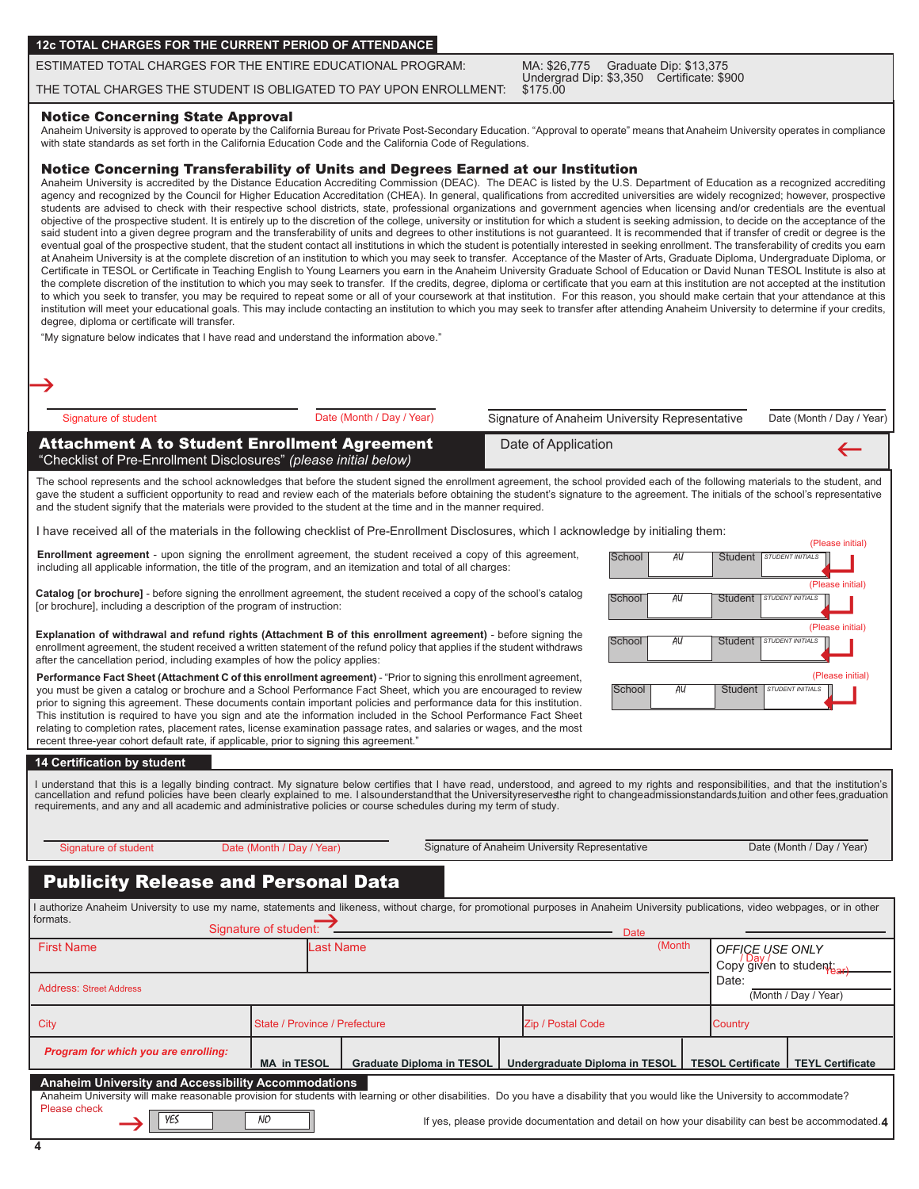## 12c TOTAL CHARGES FOR THE CURRENT PERIOD OF ATTENDANCE

| | |
|---|---|
| ESTIMATED TOTAL CHARGES FOR THE ENTIRE EDUCATIONAL PROGRAM: | MA: $26,775 Graduate Dip: $13,375 Undergrad Dip: $3,350 Certificate: $900 |
| THE TOTAL CHARGES THE STUDENT IS OBLIGATED TO PAY UPON ENROLLMENT: | $175.00 |

### Notice Concerning State Approval

Anaheim University is approved to operate by the California Bureau for Private Post-Secondary Education. "Approval to operate" means that Anaheim University operates in compliance with state standards as set forth in the California Education Code and the California Code of Regulations.

### Notice Concerning Transferability of Units and Degrees Earned at our Institution

Anaheim University is accredited by the Distance Education Accrediting Commission (DEAC). The DEAC is listed by the U.S. Department of Education as a recognized accrediting agency and recognized by the Council for Higher Education Accreditation (CHEA). In general, qualifications from accredited universities are widely recognized; however, prospective students are advised to check with their respective school districts, state, professional organizations and government agencies when licensing and/or credentials are the eventual objective of the prospective student. It is entirely up to the discretion of the college, university or institution for which a student is seeking admission, to decide on the acceptance of the said student into a given degree program and the transferability of units and degrees to other institutions is not guaranteed. It is recommended that if transfer of credit or degree is the eventual goal of the prospective student, that the student contact all institutions in which the student is potentially interested in seeking enrollment. The transferability of credits you earn at Anaheim University is at the complete discretion of an institution to which you may seek to transfer. Acceptance of the Master of Arts, Graduate Diploma, Undergraduate Diploma, or Certificate in TESOL or Certificate in Teaching English to Young Learners you earn in the Anaheim University Graduate School of Education or David Nunan TESOL Institute is also at the complete discretion of the institution to which you may seek to transfer. If the credits, degree, diploma or certificate that you earn at this institution are not accepted at the institution to which you seek to transfer, you may be required to repeat some or all of your coursework at that institution. For this reason, you should make certain that your attendance at this institution will meet your educational goals. This may include contacting an institution to which you may seek to transfer after attending Anaheim University to determine if your credits, degree, diploma or certificate will transfer.

"My signature below indicates that I have read and understand the information above."

→

Signature of student | Date (Month / Day / Year) | Signature of Anaheim University Representative | Date (Month / Day / Year)

## Attachment A to Student Enrollment Agreement

"Checklist of Pre-Enrollment Disclosures" *(please initial below)*

Date of Application ←

The school represents and the school acknowledges that before the student signed the enrollment agreement, the school provided each of the following materials to the student, and gave the student a sufficient opportunity to read and review each of the materials before obtaining the student's signature to the agreement. The initials of the school's representative and the student signify that the materials were provided to the student at the time and in the manner required.

I have received all of the materials in the following checklist of Pre-Enrollment Disclosures, which I acknowledge by initialing them:

| | School | | Student | (Please initial) |
|---|---|---|---|---|
| **Enrollment agreement** - upon signing the enrollment agreement, the student received a copy of this agreement, including all applicable information, the title of the program, and an itemization and total of all charges: | School | AU | Student | STUDENT INITIALS |
| **Catalog [or brochure]** - before signing the enrollment agreement, the student received a copy of the school's catalog [or brochure], including a description of the program of instruction: | School | AU | Student | STUDENT INITIALS |
| **Explanation of withdrawal and refund rights (Attachment B of this enrollment agreement)** - before signing the enrollment agreement, the student received a written statement of the refund policy that applies if the student withdraws after the cancellation period, including examples of how the policy applies: | School | AU | Student | STUDENT INITIALS |
| **Performance Fact Sheet (Attachment C of this enrollment agreement)** - "Prior to signing this enrollment agreement, you must be given a catalog or brochure and a School Performance Fact Sheet, which you are encouraged to review prior to signing this agreement. These documents contain important policies and performance data for this institution. This institution is required to have you sign and ate the information included in the School Performance Fact Sheet relating to completion rates, placement rates, license examination passage rates, and salaries or wages, and the most recent three-year cohort default rate, if applicable, prior to signing this agreement." | School | AU | Student | STUDENT INITIALS |

## 14 Certification by student

I understand that this is a legally binding contract. My signature below certifies that I have read, understood, and agreed to my rights and responsibilities, and that the institution's cancellation and refund policies have been clearly explained to me. I also understand that the University reserves the right to change admission standards, tuition and other fees, graduation requirements, and any and all academic and administrative policies or course schedules during my term of study.

Signature of student | Date (Month / Day / Year) | Signature of Anaheim University Representative | Date (Month / Day / Year)

## Publicity Release and Personal Data

I authorize Anaheim University to use my name, statements and likeness, without charge, for promotional purposes in Anaheim University publications, video webpages, or in other formats.

Signature of student: → | Date (Month / Day / Year)

| | | | |
|---|---|---|---|
| First Name | Last Name | | OFFICE USE ONLY Copy given to student: Date: (Month / Day / Year) |
| Address: Street Address | | | |
| City | State / Province / Prefecture | Zip / Postal Code | Country |

*Program for which you are enrolling:* MA in TESOL | Graduate Diploma in TESOL | Undergraduate Diploma in TESOL | TESOL Certificate | TEYL Certificate

### Anaheim University and Accessibility Accommodations

Anaheim University will make reasonable provision for students with learning or other disabilities. Do you have a disability that you would like the University to accommodate?

Please check → YES | NO

If yes, please provide documentation and detail on how your disability can best be accommodated.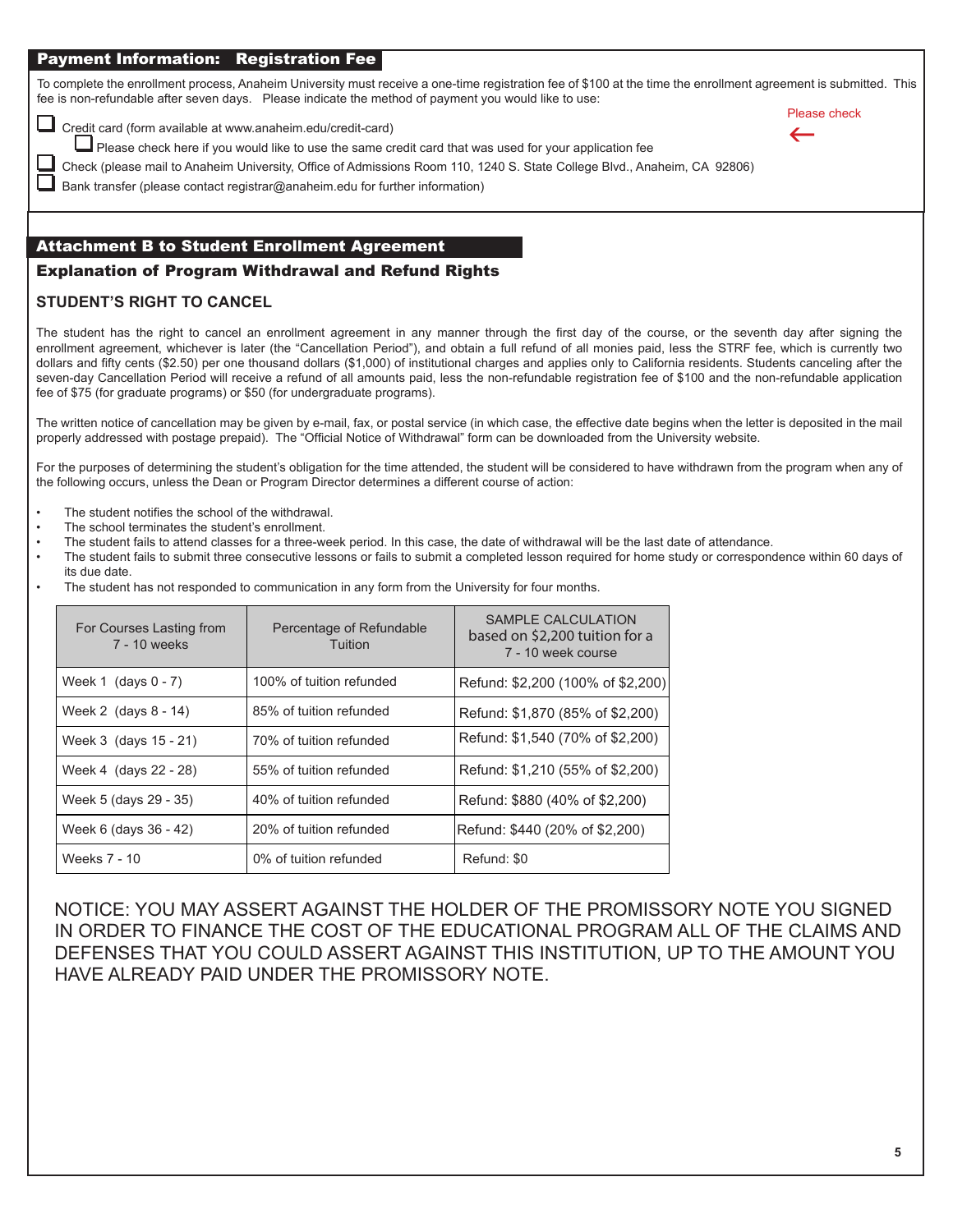## Payment Information: Registration Fee

To complete the enrollment process, Anaheim University must receive a one-time registration fee of $100 at the time the enrollment agreement is submitted. This fee is non-refundable after seven days. Please indicate the method of payment you would like to use:

Please check ←

- ☐ Credit card (form available at www.anaheim.edu/credit-card)
  - ☐ Please check here if you would like to use the same credit card that was used for your application fee
- ☐ Check (please mail to Anaheim University, Office of Admissions Room 110, 1240 S. State College Blvd., Anaheim, CA 92806)
- ☐ Bank transfer (please contact registrar@anaheim.edu for further information)

## Attachment B to Student Enrollment Agreement

### Explanation of Program Withdrawal and Refund Rights

#### STUDENT'S RIGHT TO CANCEL

The student has the right to cancel an enrollment agreement in any manner through the first day of the course, or the seventh day after signing the enrollment agreement, whichever is later (the "Cancellation Period"), and obtain a full refund of all monies paid, less the STRF fee, which is currently two dollars and fifty cents ($2.50) per one thousand dollars ($1,000) of institutional charges and applies only to California residents. Students canceling after the seven-day Cancellation Period will receive a refund of all amounts paid, less the non-refundable registration fee of $100 and the non-refundable application fee of $75 (for graduate programs) or $50 (for undergraduate programs).

The written notice of cancellation may be given by e-mail, fax, or postal service (in which case, the effective date begins when the letter is deposited in the mail properly addressed with postage prepaid). The "Official Notice of Withdrawal" form can be downloaded from the University website.

For the purposes of determining the student's obligation for the time attended, the student will be considered to have withdrawn from the program when any of the following occurs, unless the Dean or Program Director determines a different course of action:

- The student notifies the school of the withdrawal.
- The school terminates the student's enrollment.
- The student fails to attend classes for a three-week period. In this case, the date of withdrawal will be the last date of attendance.
- The student fails to submit three consecutive lessons or fails to submit a completed lesson required for home study or correspondence within 60 days of its due date.
- The student has not responded to communication in any form from the University for four months.

| For Courses Lasting from 7 - 10 weeks | Percentage of Refundable Tuition | SAMPLE CALCULATION based on $2,200 tuition for a 7 - 10 week course |
|---|---|---|
| Week 1 (days 0 - 7) | 100% of tuition refunded | Refund: $2,200 (100% of $2,200) |
| Week 2 (days 8 - 14) | 85% of tuition refunded | Refund: $1,870 (85% of $2,200) |
| Week 3 (days 15 - 21) | 70% of tuition refunded | Refund: $1,540 (70% of $2,200) |
| Week 4 (days 22 - 28) | 55% of tuition refunded | Refund: $1,210 (55% of $2,200) |
| Week 5 (days 29 - 35) | 40% of tuition refunded | Refund: $880 (40% of $2,200) |
| Week 6 (days 36 - 42) | 20% of tuition refunded | Refund: $440 (20% of $2,200) |
| Weeks 7 - 10 | 0% of tuition refunded | Refund: $0 |

NOTICE: YOU MAY ASSERT AGAINST THE HOLDER OF THE PROMISSORY NOTE YOU SIGNED IN ORDER TO FINANCE THE COST OF THE EDUCATIONAL PROGRAM ALL OF THE CLAIMS AND DEFENSES THAT YOU COULD ASSERT AGAINST THIS INSTITUTION, UP TO THE AMOUNT YOU HAVE ALREADY PAID UNDER THE PROMISSORY NOTE.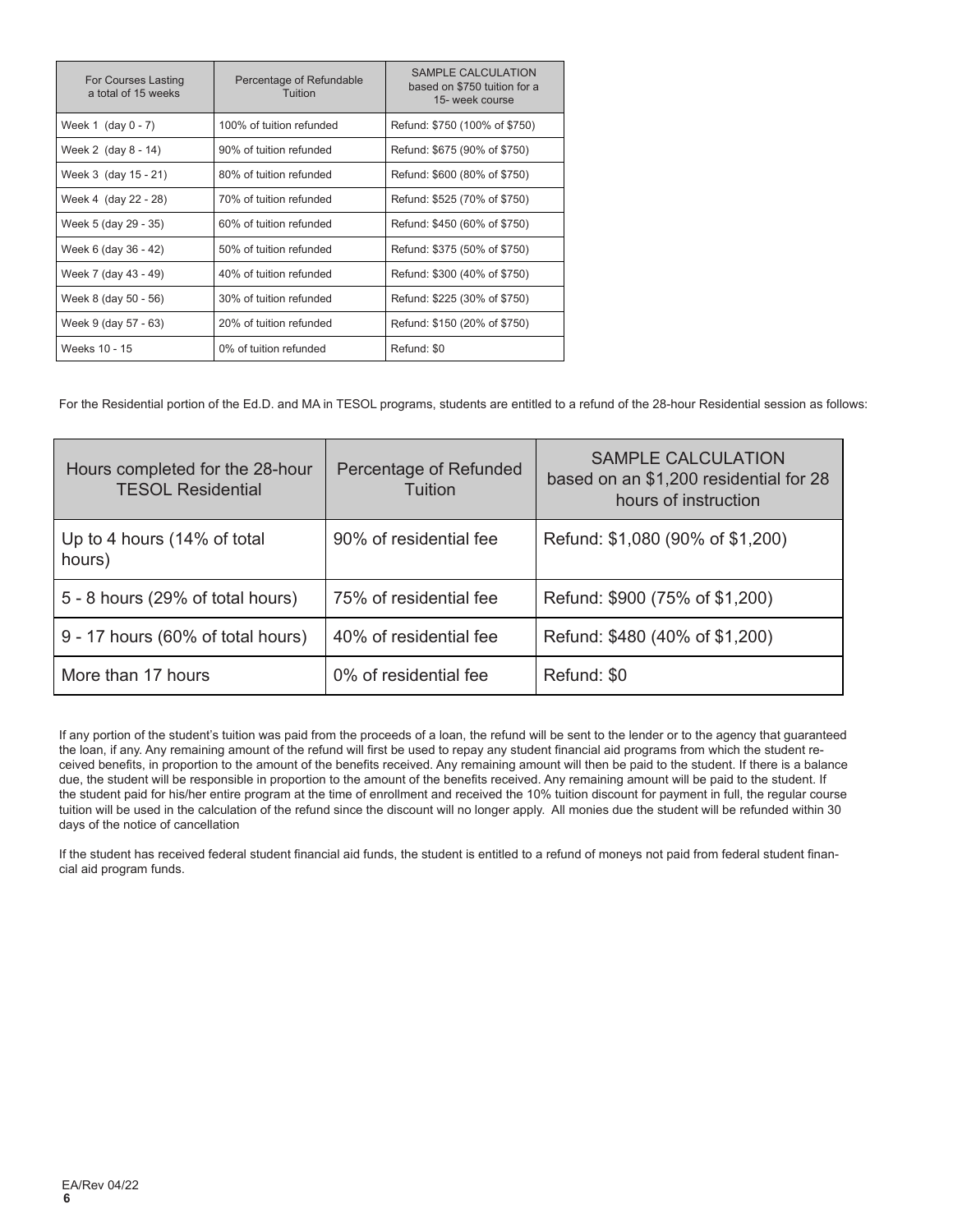| For Courses Lasting a total of 15 weeks | Percentage of Refundable Tuition | SAMPLE CALCULATION based on $750 tuition for a 15- week course |
|---|---|---|
| Week 1 (day 0 - 7) | 100% of tuition refunded | Refund: $750 (100% of $750) |
| Week 2 (day 8 - 14) | 90% of tuition refunded | Refund: $675 (90% of $750) |
| Week 3 (day 15 - 21) | 80% of tuition refunded | Refund: $600 (80% of $750) |
| Week 4 (day 22 - 28) | 70% of tuition refunded | Refund: $525 (70% of $750) |
| Week 5 (day 29 - 35) | 60% of tuition refunded | Refund: $450 (60% of $750) |
| Week 6 (day 36 - 42) | 50% of tuition refunded | Refund: $375 (50% of $750) |
| Week 7 (day 43 - 49) | 40% of tuition refunded | Refund: $300 (40% of $750) |
| Week 8 (day 50 - 56) | 30% of tuition refunded | Refund: $225 (30% of $750) |
| Week 9 (day 57 - 63) | 20% of tuition refunded | Refund: $150 (20% of $750) |
| Weeks 10 - 15 | 0% of tuition refunded | Refund: $0 |

For the Residential portion of the Ed.D. and MA in TESOL programs, students are entitled to a refund of the 28-hour Residential session as follows:

| Hours completed for the 28-hour TESOL Residential | Percentage of Refunded Tuition | SAMPLE CALCULATION based on an $1,200 residential for 28 hours of instruction |
|---|---|---|
| Up to 4 hours (14% of total hours) | 90% of residential fee | Refund: $1,080 (90% of $1,200) |
| 5 - 8 hours (29% of total hours) | 75% of residential fee | Refund: $900 (75% of $1,200) |
| 9 - 17 hours (60% of total hours) | 40% of residential fee | Refund: $480 (40% of $1,200) |
| More than 17 hours | 0% of residential fee | Refund: $0 |

If any portion of the student's tuition was paid from the proceeds of a loan, the refund will be sent to the lender or to the agency that guaranteed the loan, if any. Any remaining amount of the refund will first be used to repay any student financial aid programs from which the student received benefits, in proportion to the amount of the benefits received. Any remaining amount will then be paid to the student. If there is a balance due, the student will be responsible in proportion to the amount of the benefits received. Any remaining amount will be paid to the student. If the student paid for his/her entire program at the time of enrollment and received the 10% tuition discount for payment in full, the regular course tuition will be used in the calculation of the refund since the discount will no longer apply. All monies due the student will be refunded within 30 days of the notice of cancellation

If the student has received federal student financial aid funds, the student is entitled to a refund of moneys not paid from federal student financial aid program funds.

EA/Rev 04/22